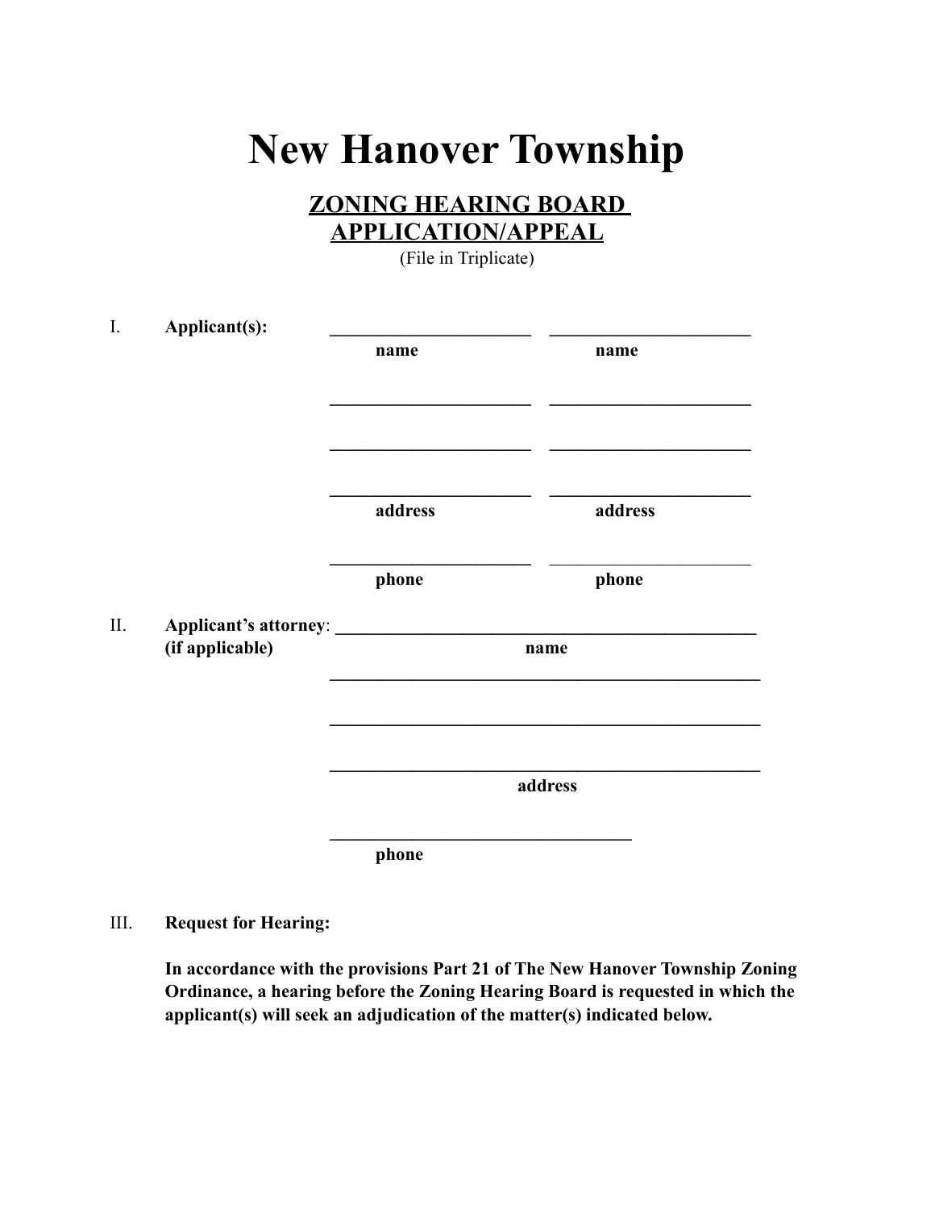# New Hanover Township

## ZONING HEARING BOARD APPLICATION/APPEAL

(File in Triplicate)

I. **Applicant(s):**

| | |
|---|---|
| ______________________ | ______________________ |
| **name** | **name** |
| ______________________ | ______________________ |
| ______________________ | ______________________ |
| ______________________ | ______________________ |
| **address** | **address** |
| ______________________ | ______________________ |
| **phone** | **phone** |

II. **Applicant's attorney**: ______________________________________________
**(if applicable)** **name**

______________________________________________

______________________________________________

______________________________________________
**address**

______________________________
**phone**

III. **Request for Hearing:**

**In accordance with the provisions Part 21 of The New Hanover Township Zoning Ordinance, a hearing before the Zoning Hearing Board is requested in which the applicant(s) will seek an adjudication of the matter(s) indicated below.**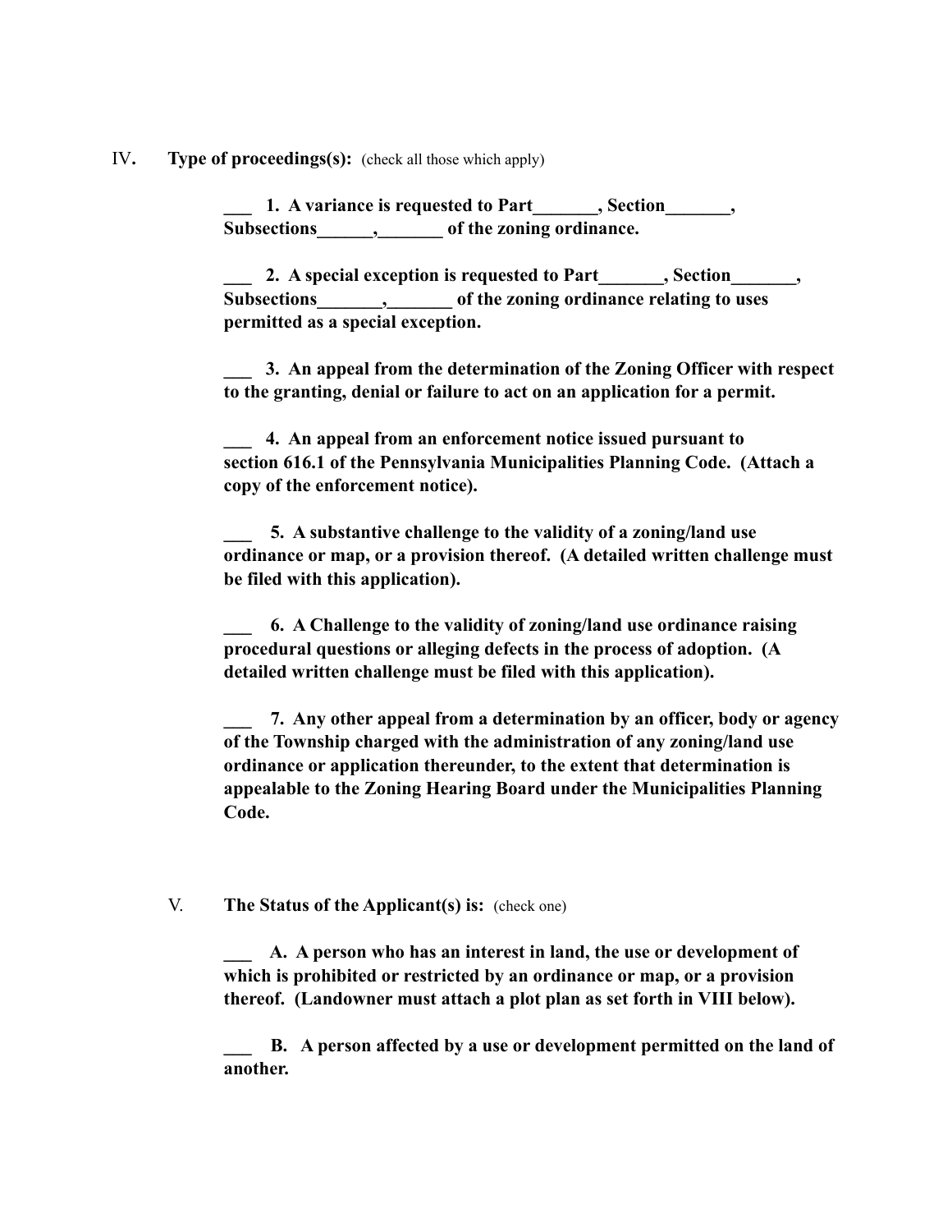IV. **Type of proceedings(s):** (check all those which apply)

**___ 1. A variance is requested to Part_______, Section_______, Subsections______,_______ of the zoning ordinance.**

**___ 2. A special exception is requested to Part_______, Section_______, Subsections_______,_______ of the zoning ordinance relating to uses permitted as a special exception.**

**___ 3. An appeal from the determination of the Zoning Officer with respect to the granting, denial or failure to act on an application for a permit.**

**___ 4. An appeal from an enforcement notice issued pursuant to section 616.1 of the Pennsylvania Municipalities Planning Code. (Attach a copy of the enforcement notice).**

**___ 5. A substantive challenge to the validity of a zoning/land use ordinance or map, or a provision thereof. (A detailed written challenge must be filed with this application).**

**___ 6. A Challenge to the validity of zoning/land use ordinance raising procedural questions or alleging defects in the process of adoption. (A detailed written challenge must be filed with this application).**

**___ 7. Any other appeal from a determination by an officer, body or agency of the Township charged with the administration of any zoning/land use ordinance or application thereunder, to the extent that determination is appealable to the Zoning Hearing Board under the Municipalities Planning Code.**

V. **The Status of the Applicant(s) is:** (check one)

**___ A. A person who has an interest in land, the use or development of which is prohibited or restricted by an ordinance or map, or a provision thereof. (Landowner must attach a plot plan as set forth in VIII below).**

**___ B. A person affected by a use or development permitted on the land of another.**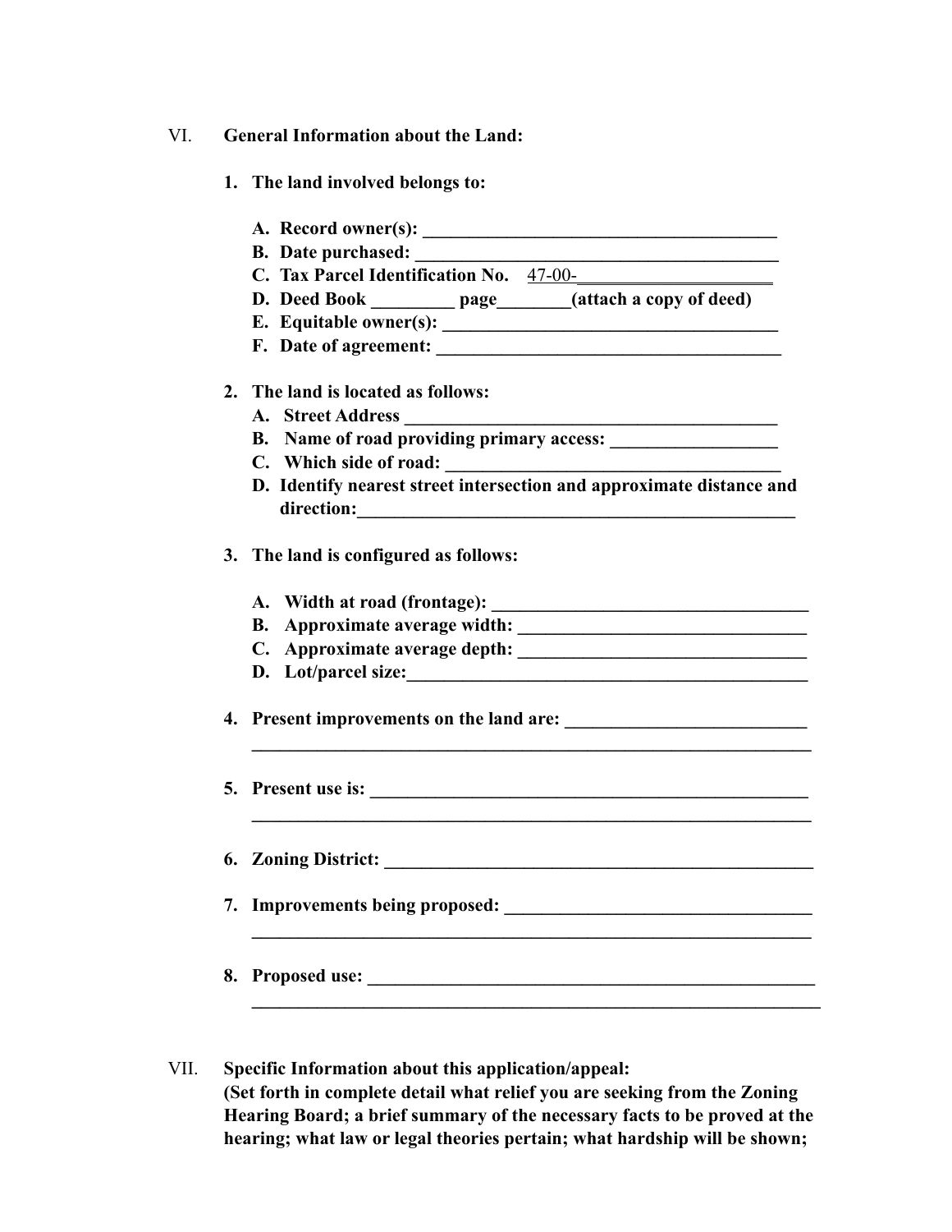VI. **General Information about the Land:**

1. **The land involved belongs to:**

   A. **Record owner(s): ______________________________________**
   B. **Date purchased: ______________________________________**
   C. **Tax Parcel Identification No.** 47-00-____________________
   D. **Deed Book _________ page________(attach a copy of deed)**
   E. **Equitable owner(s): ____________________________________**
   F. **Date of agreement: ____________________________________**

2. **The land is located as follows:**
   A. **Street Address ________________________________________**
   B. **Name of road providing primary access: __________________**
   C. **Which side of road: ____________________________________**
   D. **Identify nearest street intersection and approximate distance and direction:________________________________________________**

3. **The land is configured as follows:**

   A. **Width at road (frontage): ___________________________________**
   B. **Approximate average width: _______________________________**
   C. **Approximate average depth: _______________________________**
   D. **Lot/parcel size:____________________________________________**

4. **Present improvements on the land are: __________________________**
   **________________________________________________________________**

5. **Present use is: __________________________________________________**
   **________________________________________________________________**

6. **Zoning District: ________________________________________________**

7. **Improvements being proposed: _________________________________**
   **________________________________________________________________**

8. **Proposed use: __________________________________________________**
   **________________________________________________________________**

VII. **Specific Information about this application/appeal:**
**(Set forth in complete detail what relief you are seeking from the Zoning Hearing Board; a brief summary of the necessary facts to be proved at the hearing; what law or legal theories pertain; what hardship will be shown;**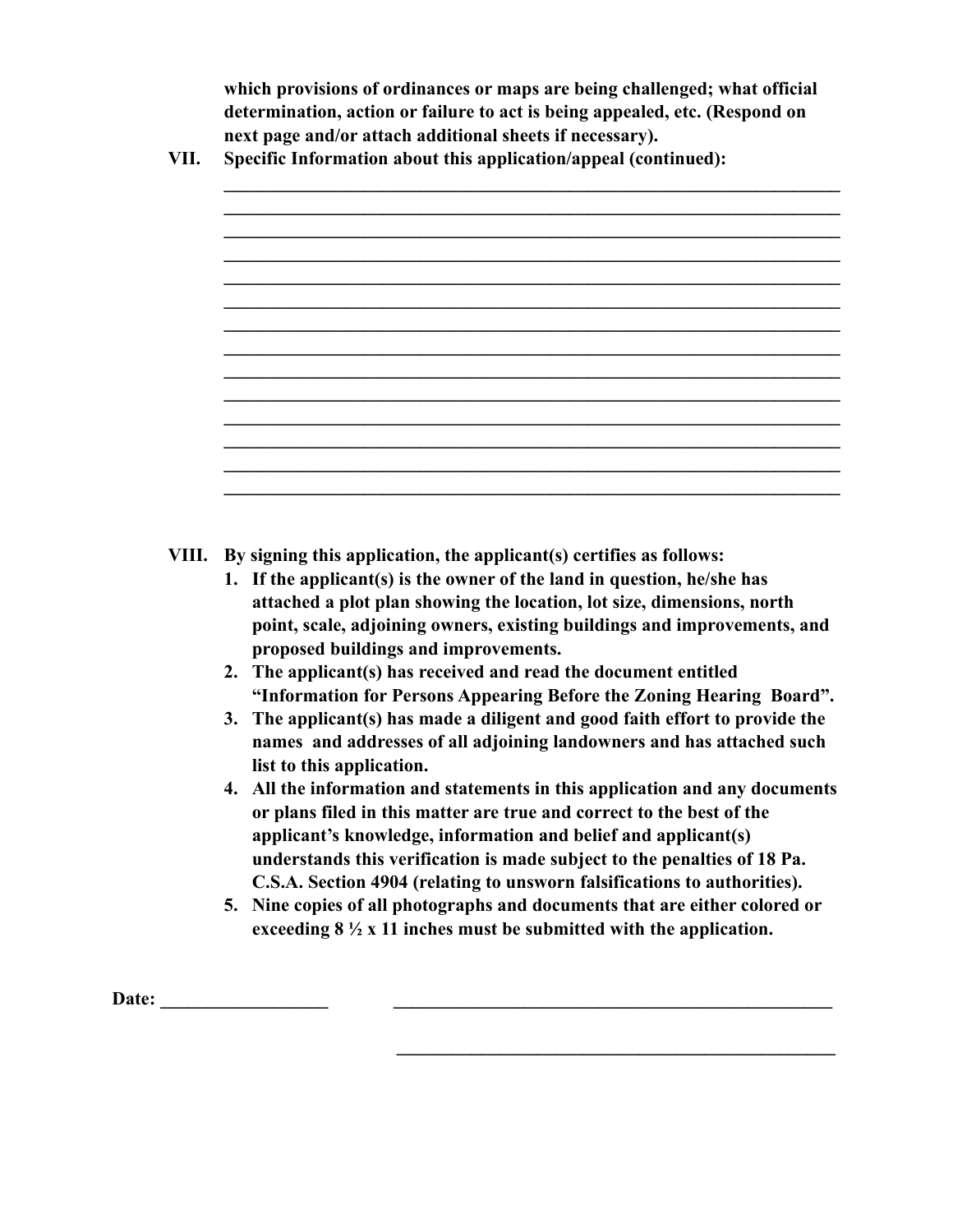**which provisions of ordinances or maps are being challenged; what official determination, action or failure to act is being appealed, etc. (Respond on next page and/or attach additional sheets if necessary).**

**VII. Specific Information about this application/appeal (continued):**

______________________________________________________________________

______________________________________________________________________

______________________________________________________________________

______________________________________________________________________

______________________________________________________________________

______________________________________________________________________

______________________________________________________________________

______________________________________________________________________

______________________________________________________________________

______________________________________________________________________

______________________________________________________________________

______________________________________________________________________

______________________________________________________________________

______________________________________________________________________

**VIII. By signing this application, the applicant(s) certifies as follows:**

1. **If the applicant(s) is the owner of the land in question, he/she has attached a plot plan showing the location, lot size, dimensions, north point, scale, adjoining owners, existing buildings and improvements, and proposed buildings and improvements.**
2. **The applicant(s) has received and read the document entitled "Information for Persons Appearing Before the Zoning Hearing Board".**
3. **The applicant(s) has made a diligent and good faith effort to provide the names and addresses of all adjoining landowners and has attached such list to this application.**
4. **All the information and statements in this application and any documents or plans filed in this matter are true and correct to the best of the applicant's knowledge, information and belief and applicant(s) understands this verification is made subject to the penalties of 18 Pa. C.S.A. Section 4904 (relating to unsworn falsifications to authorities).**
5. **Nine copies of all photographs and documents that are either colored or exceeding 8 ½ x 11 inches must be submitted with the application.**

**Date:** ____________________ ______________________________________________

______________________________________________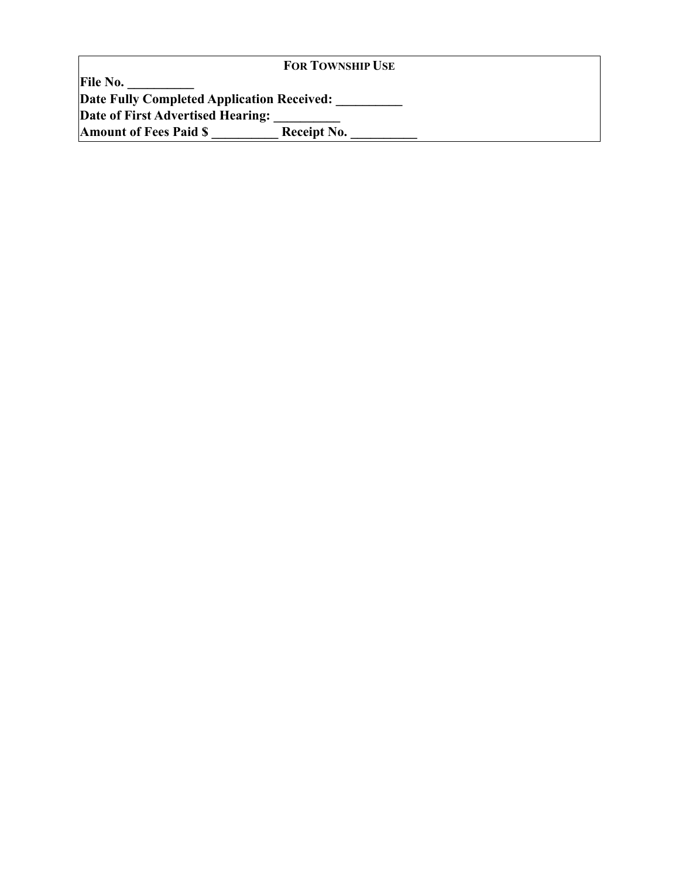**FOR TOWNSHIP USE**

**File No. __________**

**Date Fully Completed Application Received: __________**

**Date of First Advertised Hearing: __________**

**Amount of Fees Paid $ __________ Receipt No. __________**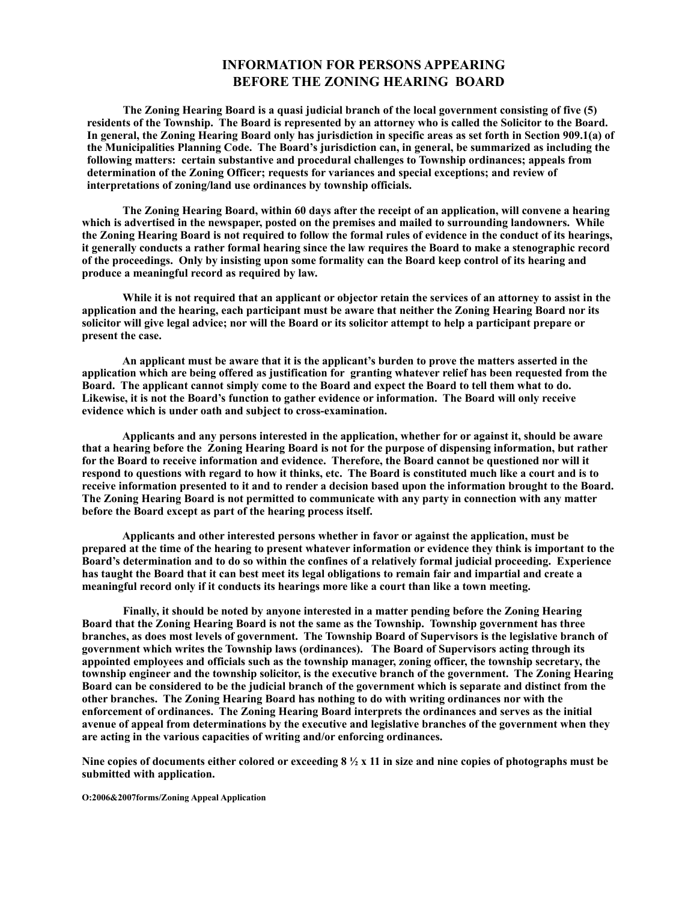# INFORMATION FOR PERSONS APPEARING BEFORE THE ZONING HEARING BOARD

**The Zoning Hearing Board is a quasi judicial branch of the local government consisting of five (5) residents of the Township. The Board is represented by an attorney who is called the Solicitor to the Board. In general, the Zoning Hearing Board only has jurisdiction in specific areas as set forth in Section 909.1(a) of the Municipalities Planning Code. The Board's jurisdiction can, in general, be summarized as including the following matters: certain substantive and procedural challenges to Township ordinances; appeals from determination of the Zoning Officer; requests for variances and special exceptions; and review of interpretations of zoning/land use ordinances by township officials.**

**The Zoning Hearing Board, within 60 days after the receipt of an application, will convene a hearing which is advertised in the newspaper, posted on the premises and mailed to surrounding landowners. While the Zoning Hearing Board is not required to follow the formal rules of evidence in the conduct of its hearings, it generally conducts a rather formal hearing since the law requires the Board to make a stenographic record of the proceedings. Only by insisting upon some formality can the Board keep control of its hearing and produce a meaningful record as required by law.**

**While it is not required that an applicant or objector retain the services of an attorney to assist in the application and the hearing, each participant must be aware that neither the Zoning Hearing Board nor its solicitor will give legal advice; nor will the Board or its solicitor attempt to help a participant prepare or present the case.**

**An applicant must be aware that it is the applicant's burden to prove the matters asserted in the application which are being offered as justification for granting whatever relief has been requested from the Board. The applicant cannot simply come to the Board and expect the Board to tell them what to do. Likewise, it is not the Board's function to gather evidence or information. The Board will only receive evidence which is under oath and subject to cross-examination.**

**Applicants and any persons interested in the application, whether for or against it, should be aware that a hearing before the Zoning Hearing Board is not for the purpose of dispensing information, but rather for the Board to receive information and evidence. Therefore, the Board cannot be questioned nor will it respond to questions with regard to how it thinks, etc. The Board is constituted much like a court and is to receive information presented to it and to render a decision based upon the information brought to the Board. The Zoning Hearing Board is not permitted to communicate with any party in connection with any matter before the Board except as part of the hearing process itself.**

**Applicants and other interested persons whether in favor or against the application, must be prepared at the time of the hearing to present whatever information or evidence they think is important to the Board's determination and to do so within the confines of a relatively formal judicial proceeding. Experience has taught the Board that it can best meet its legal obligations to remain fair and impartial and create a meaningful record only if it conducts its hearings more like a court than like a town meeting.**

**Finally, it should be noted by anyone interested in a matter pending before the Zoning Hearing Board that the Zoning Hearing Board is not the same as the Township. Township government has three branches, as does most levels of government. The Township Board of Supervisors is the legislative branch of government which writes the Township laws (ordinances). The Board of Supervisors acting through its appointed employees and officials such as the township manager, zoning officer, the township secretary, the township engineer and the township solicitor, is the executive branch of the government. The Zoning Hearing Board can be considered to be the judicial branch of the government which is separate and distinct from the other branches. The Zoning Hearing Board has nothing to do with writing ordinances nor with the enforcement of ordinances. The Zoning Hearing Board interprets the ordinances and serves as the initial avenue of appeal from determinations by the executive and legislative branches of the government when they are acting in the various capacities of writing and/or enforcing ordinances.**

**Nine copies of documents either colored or exceeding 8 ½ x 11 in size and nine copies of photographs must be submitted with application.**

**O:2006&2007forms/Zoning Appeal Application**